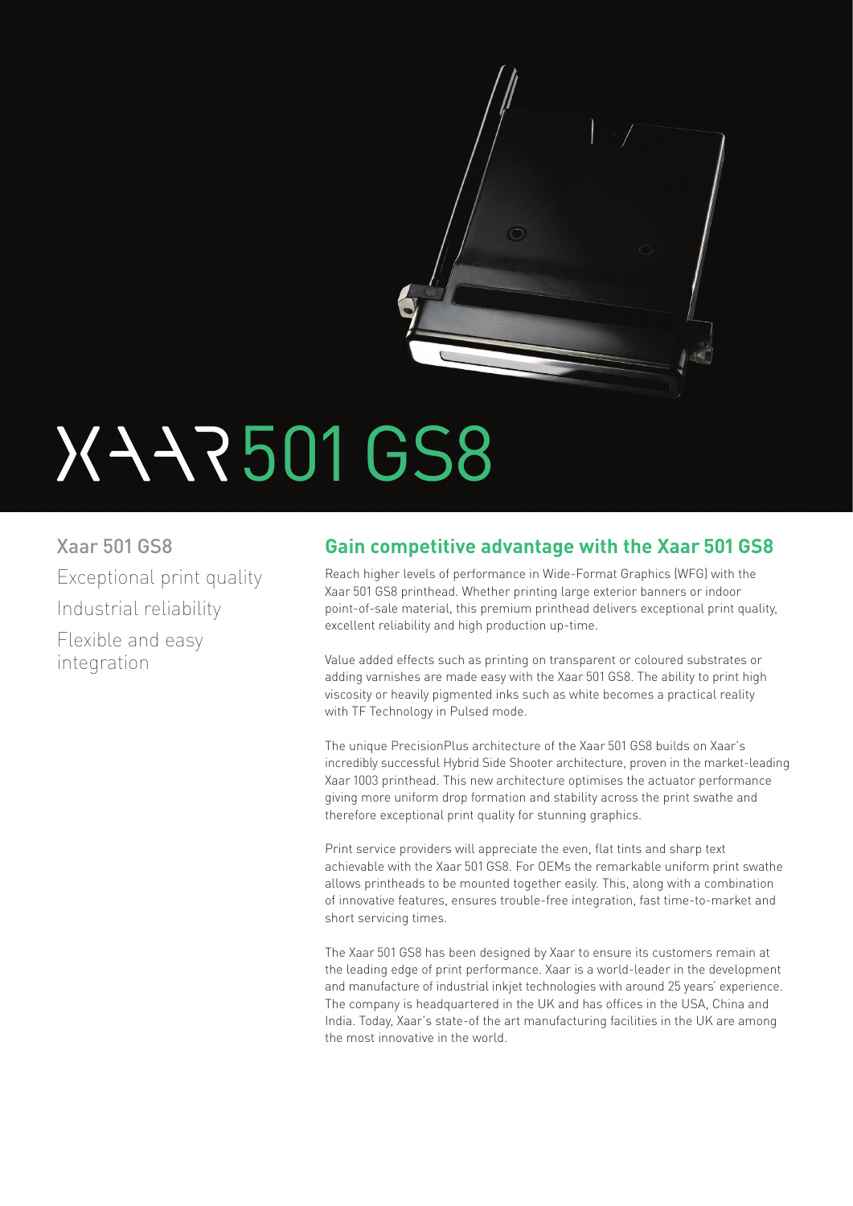# XAAR 501 GS8

Xaar 501 GS8

Exceptional print quality

Industrial reliability

Flexible and easy integration

## Gain competitive advantage with the Xaar 501 GS8

Reach higher levels of performance in Wide-Format Graphics (WFG) with the Xaar 501 GS8 printhead. Whether printing large exterior banners or indoor point-of-sale material, this premium printhead delivers exceptional print quality, excellent reliability and high production up-time.

Value added effects such as printing on transparent or coloured substrates or adding varnishes are made easy with the Xaar 501 GS8. The ability to print high viscosity or heavily pigmented inks such as white becomes a practical reality with TF Technology in Pulsed mode.

The unique PrecisionPlus architecture of the Xaar 501 GS8 builds on Xaar's incredibly successful Hybrid Side Shooter architecture, proven in the market-leading Xaar 1003 printhead. This new architecture optimises the actuator performance giving more uniform drop formation and stability across the print swathe and therefore exceptional print quality for stunning graphics.

Print service providers will appreciate the even, flat tints and sharp text achievable with the Xaar 501 GS8. For OEMs the remarkable uniform print swathe allows printheads to be mounted together easily. This, along with a combination of innovative features, ensures trouble-free integration, fast time-to-market and short servicing times.

The Xaar 501 GS8 has been designed by Xaar to ensure its customers remain at the leading edge of print performance. Xaar is a world-leader in the development and manufacture of industrial inkjet technologies with around 25 years' experience. The company is headquartered in the UK and has offices in the USA, China and India. Today, Xaar's state-of the art manufacturing facilities in the UK are among the most innovative in the world.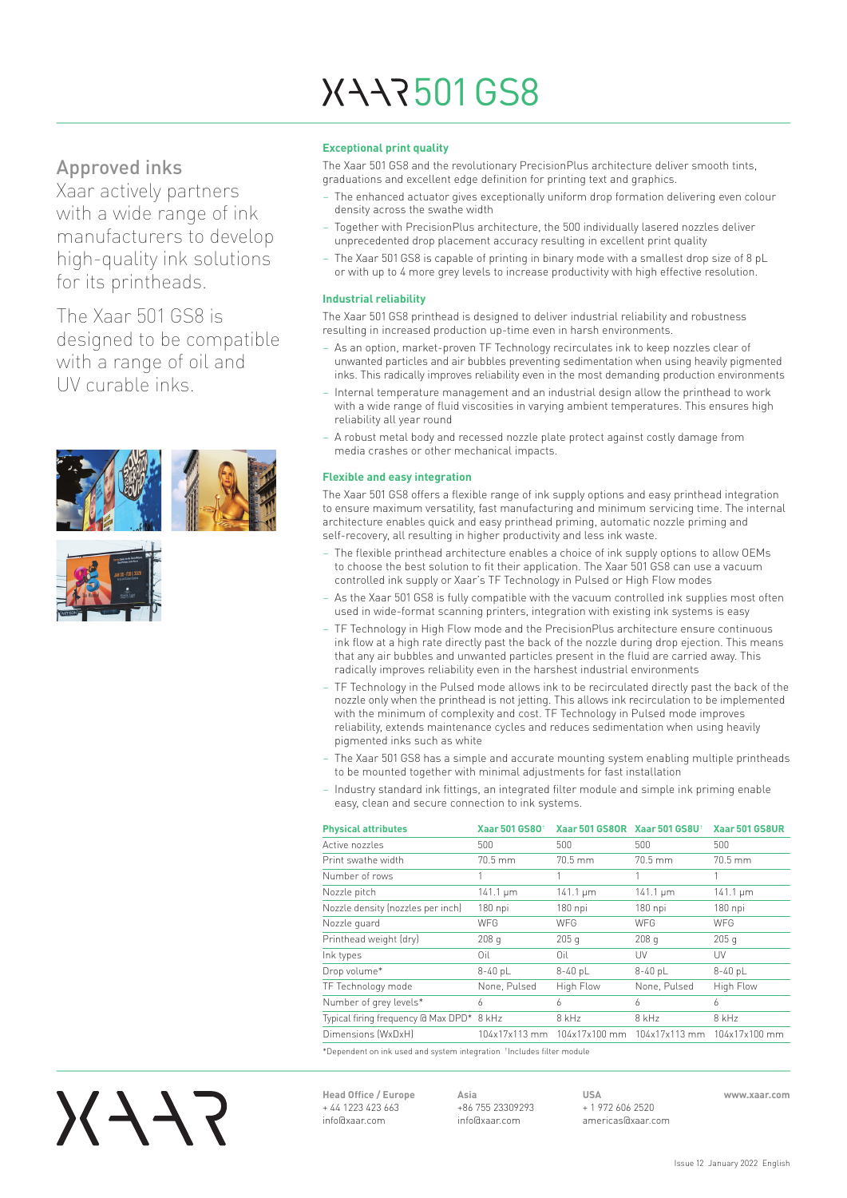# XAAR 501 GS8

## Approved inks

Xaar actively partners with a wide range of ink manufacturers to develop high-quality ink solutions for its printheads.

The Xaar 501 GS8 is designed to be compatible with a range of oil and UV curable inks.

### Exceptional print quality

The Xaar 501 GS8 and the revolutionary PrecisionPlus architecture deliver smooth tints, graduations and excellent edge definition for printing text and graphics.

- The enhanced actuator gives exceptionally uniform drop formation delivering even colour density across the swathe width
- Together with PrecisionPlus architecture, the 500 individually lasered nozzles deliver unprecedented drop placement accuracy resulting in excellent print quality
- The Xaar 501 GS8 is capable of printing in binary mode with a smallest drop size of 8 pL or with up to 4 more grey levels to increase productivity with high effective resolution.

### Industrial reliability

The Xaar 501 GS8 printhead is designed to deliver industrial reliability and robustness resulting in increased production up-time even in harsh environments.

- As an option, market-proven TF Technology recirculates ink to keep nozzles clear of unwanted particles and air bubbles preventing sedimentation when using heavily pigmented inks. This radically improves reliability even in the most demanding production environments
- Internal temperature management and an industrial design allow the printhead to work with a wide range of fluid viscosities in varying ambient temperatures. This ensures high reliability all year round
- A robust metal body and recessed nozzle plate protect against costly damage from media crashes or other mechanical impacts.

### Flexible and easy integration

The Xaar 501 GS8 offers a flexible range of ink supply options and easy printhead integration to ensure maximum versatility, fast manufacturing and minimum servicing time. The internal architecture enables quick and easy printhead priming, automatic nozzle priming and self-recovery, all resulting in higher productivity and less ink waste.

- The flexible printhead architecture enables a choice of ink supply options to allow OEMs to choose the best solution to fit their application. The Xaar 501 GS8 can use a vacuum controlled ink supply or Xaar's TF Technology in Pulsed or High Flow modes
- As the Xaar 501 GS8 is fully compatible with the vacuum controlled ink supplies most often used in wide-format scanning printers, integration with existing ink systems is easy
- TF Technology in High Flow mode and the PrecisionPlus architecture ensure continuous ink flow at a high rate directly past the back of the nozzle during drop ejection. This means that any air bubbles and unwanted particles present in the fluid are carried away. This radically improves reliability even in the harshest industrial environments
- TF Technology in the Pulsed mode allows ink to be recirculated directly past the back of the nozzle only when the printhead is not jetting. This allows ink recirculation to be implemented with the minimum of complexity and cost. TF Technology in Pulsed mode improves reliability, extends maintenance cycles and reduces sedimentation when using heavily pigmented inks such as white
- The Xaar 501 GS8 has a simple and accurate mounting system enabling multiple printheads to be mounted together with minimal adjustments for fast installation
- Industry standard ink fittings, an integrated filter module and simple ink priming enable easy, clean and secure connection to ink systems.

| Physical attributes | Xaar 501 GS8O† | Xaar 501 GS8OR | Xaar 501 GS8U† | Xaar 501 GS8UR |
|---|---|---|---|---|
| Active nozzles | 500 | 500 | 500 | 500 |
| Print swathe width | 70.5 mm | 70.5 mm | 70.5 mm | 70.5 mm |
| Number of rows | 1 | 1 | 1 | 1 |
| Nozzle pitch | 141.1 μm | 141.1 μm | 141.1 μm | 141.1 μm |
| Nozzle density (nozzles per inch) | 180 npi | 180 npi | 180 npi | 180 npi |
| Nozzle guard | WFG | WFG | WFG | WFG |
| Printhead weight (dry) | 208 g | 205 g | 208 g | 205 g |
| Ink types | Oil | Oil | UV | UV |
| Drop volume* | 8-40 pL | 8-40 pL | 8-40 pL | 8-40 pL |
| TF Technology mode | None, Pulsed | High Flow | None, Pulsed | High Flow |
| Number of grey levels* | 6 | 6 | 6 | 6 |
| Typical firing frequency @ Max DPD* | 8 kHz | 8 kHz | 8 kHz | 8 kHz |
| Dimensions (WxDxH) | 104x17x113 mm | 104x17x100 mm | 104x17x113 mm | 104x17x100 mm |

*Dependent on ink used and system integration †Includes filter module

XAAR

**Head Office / Europe**
+ 44 1223 423 663
info@xaar.com

**Asia**
+86 755 23309293
info@xaar.com

**USA**
+ 1 972 606 2520
americas@xaar.com

**www.xaar.com**

Issue 12 January 2022 English